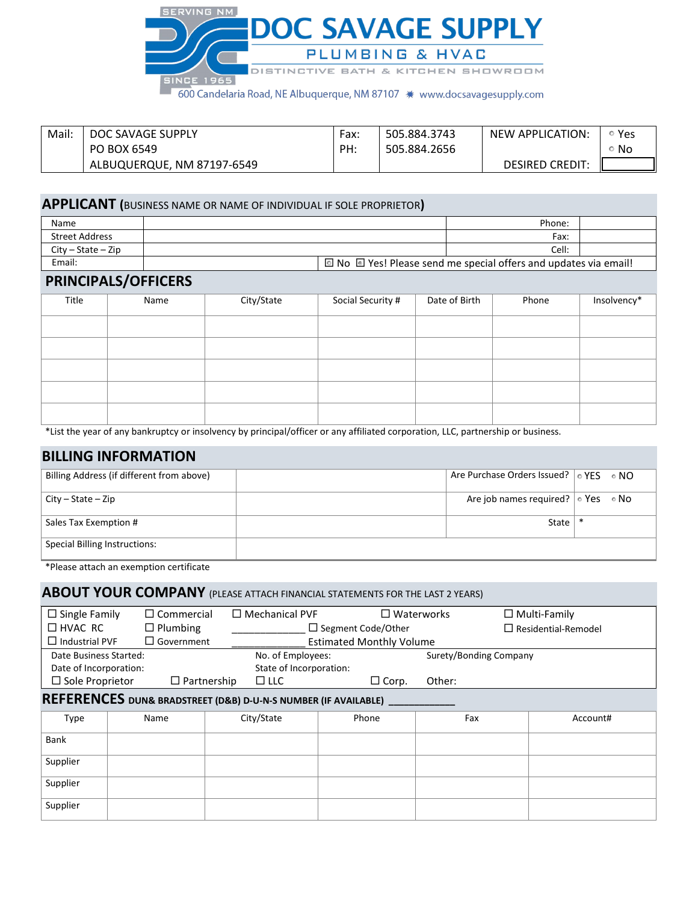# DOC SAVAGE SUPPLY

SERVING NM — SINCE 1965

PLUMBING & HVAC

DISTINCTIVE BATH & KITCHEN SHOWROOM

600 Candelaria Road, NE Albuquerque, NM 87107 ✷ www.docsavagesupply.com

| Mail: | DOC SAVAGE SUPPLY<br>PO BOX 6549<br>ALBUQUERQUE, NM 87197-6549 | Fax:<br>PH: | 505.884.3743<br>505.884.2656 | NEW APPLICATION:<br><br>DESIRED CREDIT: | ○ Yes<br>○ No<br>☐ |
|---|---|---|---|---|---|

## APPLICANT (BUSINESS NAME OR NAME OF INDIVIDUAL IF SOLE PROPRIETOR)

| | | | |
|---|---|---|---|
| Name | | Phone: | |
| Street Address | | Fax: | |
| City – State – Zip | | Cell: | |
| Email: | | ☐ No ☐ Yes! Please send me special offers and updates via email! | |

## PRINCIPALS/OFFICERS

| Title | Name | City/State | Social Security # | Date of Birth | Phone | Insolvency* |
|---|---|---|---|---|---|---|
| | | | | | | |
| | | | | | | |
| | | | | | | |
| | | | | | | |
| | | | | | | |

*List the year of any bankruptcy or insolvency by principal/officer or any affiliated corporation, LLC, partnership or business.

## BILLING INFORMATION

| | | | |
|---|---|---|---|
| Billing Address (if different from above) | | Are Purchase Orders Issued? | ○ YES ○ NO |
| City – State – Zip | | Are job names required? | ○ Yes ○ No |
| Sales Tax Exemption # | | State | * |
| Special Billing Instructions: | | | |

*Please attach an exemption certificate

## ABOUT YOUR COMPANY (PLEASE ATTACH FINANCIAL STATEMENTS FOR THE LAST 2 YEARS)

☐ Single Family ☐ Commercial ☐ Mechanical PVF ☐ Waterworks ☐ Multi-Family

☐ HVAC RC ☐ Plumbing ____________ ☐ Segment Code/Other ☐ Residential-Remodel

☐ Industrial PVF ☐ Government ____________ Estimated Monthly Volume

Date Business Started: No. of Employees: Surety/Bonding Company

Date of Incorporation: State of Incorporation:

☐ Sole Proprietor ☐ Partnership ☐ LLC ☐ Corp. Other:

## REFERENCES DUN& BRADSTREET (D&B) D-U-N-S NUMBER (IF AVAILABLE) ____________

| Type | Name | City/State | Phone | Fax | Account# |
|---|---|---|---|---|---|
| Bank | | | | | |
| Supplier | | | | | |
| Supplier | | | | | |
| Supplier | | | | | |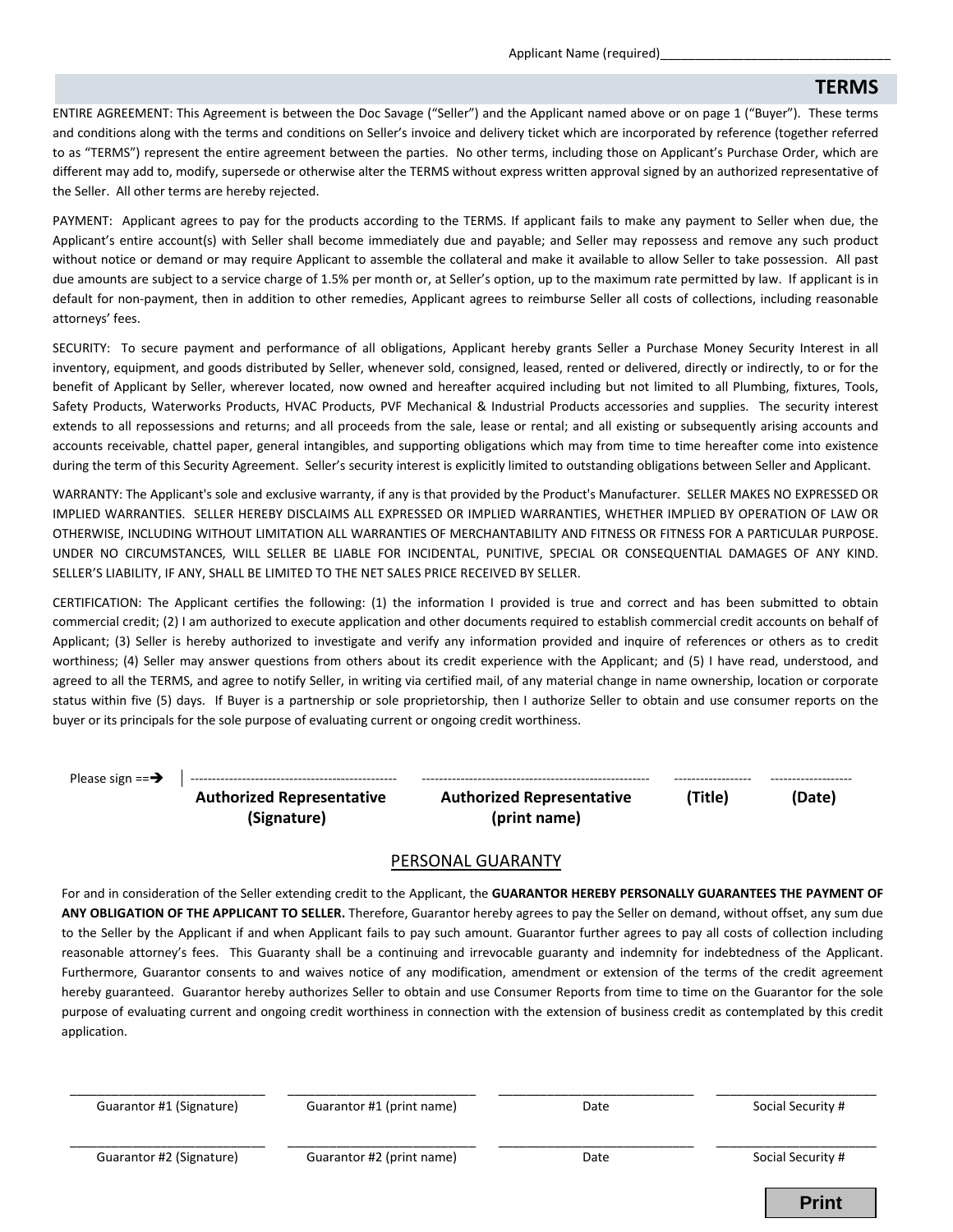Applicant Name (required)________________________________

## TERMS

ENTIRE AGREEMENT: This Agreement is between the Doc Savage ("Seller") and the Applicant named above or on page 1 ("Buyer"). These terms and conditions along with the terms and conditions on Seller's invoice and delivery ticket which are incorporated by reference (together referred to as "TERMS") represent the entire agreement between the parties. No other terms, including those on Applicant's Purchase Order, which are different may add to, modify, supersede or otherwise alter the TERMS without express written approval signed by an authorized representative of the Seller. All other terms are hereby rejected.

PAYMENT: Applicant agrees to pay for the products according to the TERMS. If applicant fails to make any payment to Seller when due, the Applicant's entire account(s) with Seller shall become immediately due and payable; and Seller may repossess and remove any such product without notice or demand or may require Applicant to assemble the collateral and make it available to allow Seller to take possession. All past due amounts are subject to a service charge of 1.5% per month or, at Seller's option, up to the maximum rate permitted by law. If applicant is in default for non-payment, then in addition to other remedies, Applicant agrees to reimburse Seller all costs of collections, including reasonable attorneys' fees.

SECURITY: To secure payment and performance of all obligations, Applicant hereby grants Seller a Purchase Money Security Interest in all inventory, equipment, and goods distributed by Seller, whenever sold, consigned, leased, rented or delivered, directly or indirectly, to or for the benefit of Applicant by Seller, wherever located, now owned and hereafter acquired including but not limited to all Plumbing, fixtures, Tools, Safety Products, Waterworks Products, HVAC Products, PVF Mechanical & Industrial Products accessories and supplies. The security interest extends to all repossessions and returns; and all proceeds from the sale, lease or rental; and all existing or subsequently arising accounts and accounts receivable, chattel paper, general intangibles, and supporting obligations which may from time to time hereafter come into existence during the term of this Security Agreement. Seller's security interest is explicitly limited to outstanding obligations between Seller and Applicant.

WARRANTY: The Applicant's sole and exclusive warranty, if any is that provided by the Product's Manufacturer. SELLER MAKES NO EXPRESSED OR IMPLIED WARRANTIES. SELLER HEREBY DISCLAIMS ALL EXPRESSED OR IMPLIED WARRANTIES, WHETHER IMPLIED BY OPERATION OF LAW OR OTHERWISE, INCLUDING WITHOUT LIMITATION ALL WARRANTIES OF MERCHANTABILITY AND FITNESS OR FITNESS FOR A PARTICULAR PURPOSE. UNDER NO CIRCUMSTANCES, WILL SELLER BE LIABLE FOR INCIDENTAL, PUNITIVE, SPECIAL OR CONSEQUENTIAL DAMAGES OF ANY KIND. SELLER'S LIABILITY, IF ANY, SHALL BE LIMITED TO THE NET SALES PRICE RECEIVED BY SELLER.

CERTIFICATION: The Applicant certifies the following: (1) the information I provided is true and correct and has been submitted to obtain commercial credit; (2) I am authorized to execute application and other documents required to establish commercial credit accounts on behalf of Applicant; (3) Seller is hereby authorized to investigate and verify any information provided and inquire of references or others as to credit worthiness; (4) Seller may answer questions from others about its credit experience with the Applicant; and (5) I have read, understood, and agreed to all the TERMS, and agree to notify Seller, in writing via certified mail, of any material change in name ownership, location or corporate status within five (5) days. If Buyer is a partnership or sole proprietorship, then I authorize Seller to obtain and use consumer reports on the buyer or its principals for the sole purpose of evaluating current or ongoing credit worthiness.

| Please sign ==➔ | ------------------------------------------------ | ---------------------------------------------------- | ------------------ | ------------------- |
|---|---|---|---|---|
| | **Authorized Representative (Signature)** | **Authorized Representative (print name)** | **(Title)** | **(Date)** |

## PERSONAL GUARANTY

For and in consideration of the Seller extending credit to the Applicant, the **GUARANTOR HEREBY PERSONALLY GUARANTEES THE PAYMENT OF ANY OBLIGATION OF THE APPLICANT TO SELLER.** Therefore, Guarantor hereby agrees to pay the Seller on demand, without offset, any sum due to the Seller by the Applicant if and when Applicant fails to pay such amount. Guarantor further agrees to pay all costs of collection including reasonable attorney's fees. This Guaranty shall be a continuing and irrevocable guaranty and indemnity for indebtedness of the Applicant. Furthermore, Guarantor consents to and waives notice of any modification, amendment or extension of the terms of the credit agreement hereby guaranteed. Guarantor hereby authorizes Seller to obtain and use Consumer Reports from time to time on the Guarantor for the sole purpose of evaluating current and ongoing credit worthiness in connection with the extension of business credit as contemplated by this credit application.

| | | | |
|---|---|---|---|
| ____________________________ | ____________________________ | ____________________________ | ____________________________ |
| Guarantor #1 (Signature) | Guarantor #1 (print name) | Date | Social Security # |
| ____________________________ | ____________________________ | ____________________________ | ____________________________ |
| Guarantor #2 (Signature) | Guarantor #2 (print name) | Date | Social Security # |

Print